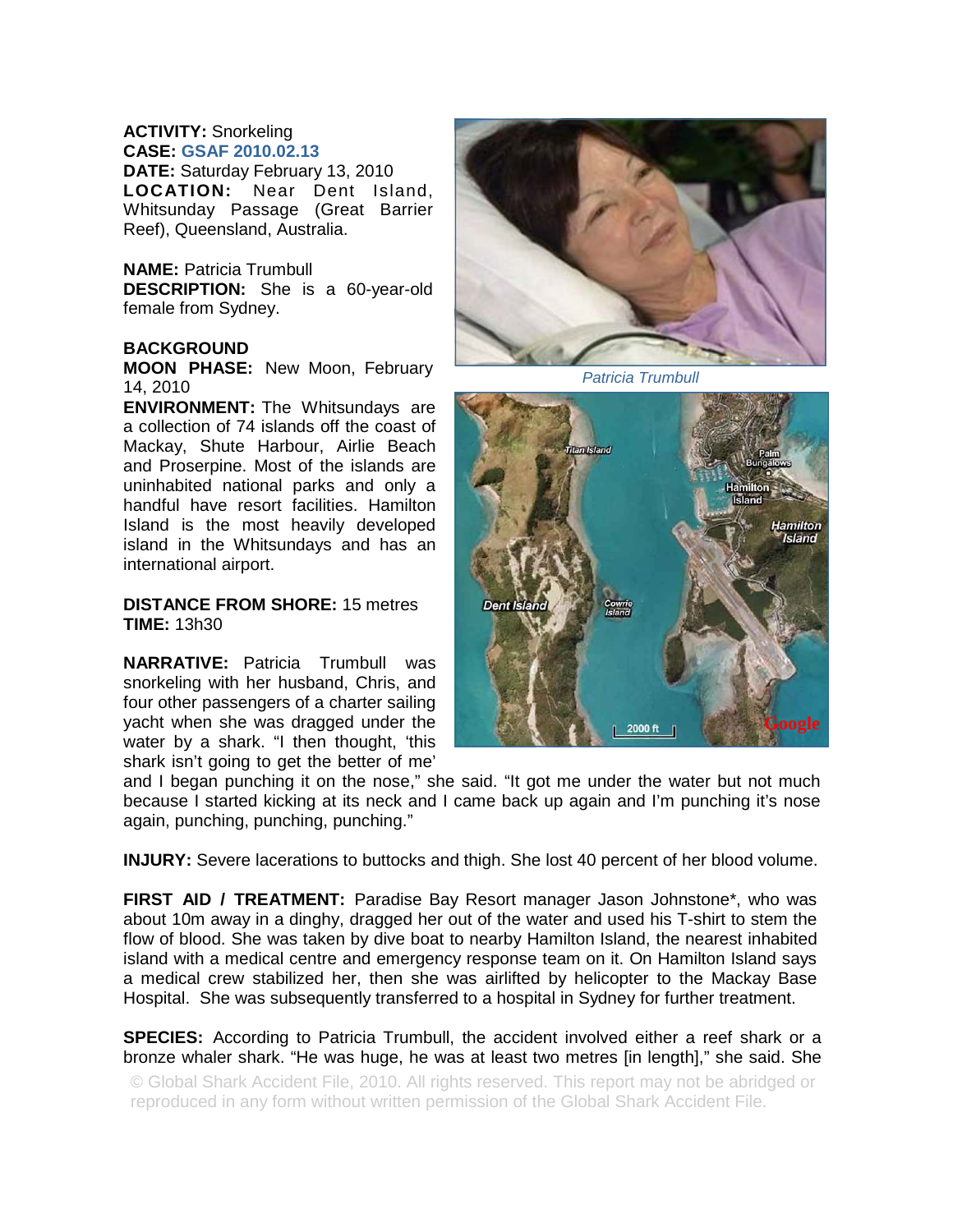**ACTIVITY:** Snorkeling
**CASE:** GSAF 2010.02.13
**DATE:** Saturday February 13, 2010
**LOCATION:** Near Dent Island, Whitsunday Passage (Great Barrier Reef), Queensland, Australia.

**NAME:** Patricia Trumbull
**DESCRIPTION:** She is a 60-year-old female from Sydney.

**BACKGROUND**
**MOON PHASE:** New Moon, February 14, 2010
**ENVIRONMENT:** The Whitsundays are a collection of 74 islands off the coast of Mackay, Shute Harbour, Airlie Beach and Proserpine. Most of the islands are uninhabited national parks and only a handful have resort facilities. Hamilton Island is the most heavily developed island in the Whitsundays and has an international airport.

**DISTANCE FROM SHORE:** 15 metres
**TIME:** 13h30

*Patricia Trumbull*

**NARRATIVE:** Patricia Trumbull was snorkeling with her husband, Chris, and four other passengers of a charter sailing yacht when she was dragged under the water by a shark. "I then thought, 'this shark isn't going to get the better of me' and I began punching it on the nose," she said. "It got me under the water but not much because I started kicking at its neck and I came back up again and I'm punching it's nose again, punching, punching, punching."

**INJURY:** Severe lacerations to buttocks and thigh. She lost 40 percent of her blood volume.

**FIRST AID / TREATMENT:** Paradise Bay Resort manager Jason Johnstone*, who was about 10m away in a dinghy, dragged her out of the water and used his T-shirt to stem the flow of blood. She was taken by dive boat to nearby Hamilton Island, the nearest inhabited island with a medical centre and emergency response team on it. On Hamilton Island says a medical crew stabilized her, then she was airlifted by helicopter to the Mackay Base Hospital. She was subsequently transferred to a hospital in Sydney for further treatment.

**SPECIES:** According to Patricia Trumbull, the accident involved either a reef shark or a bronze whaler shark. "He was huge, he was at least two metres [in length]," she said. She

© Global Shark Accident File, 2010. All rights reserved. This report may not be abridged or reproduced in any form without written permission of the Global Shark Accident File.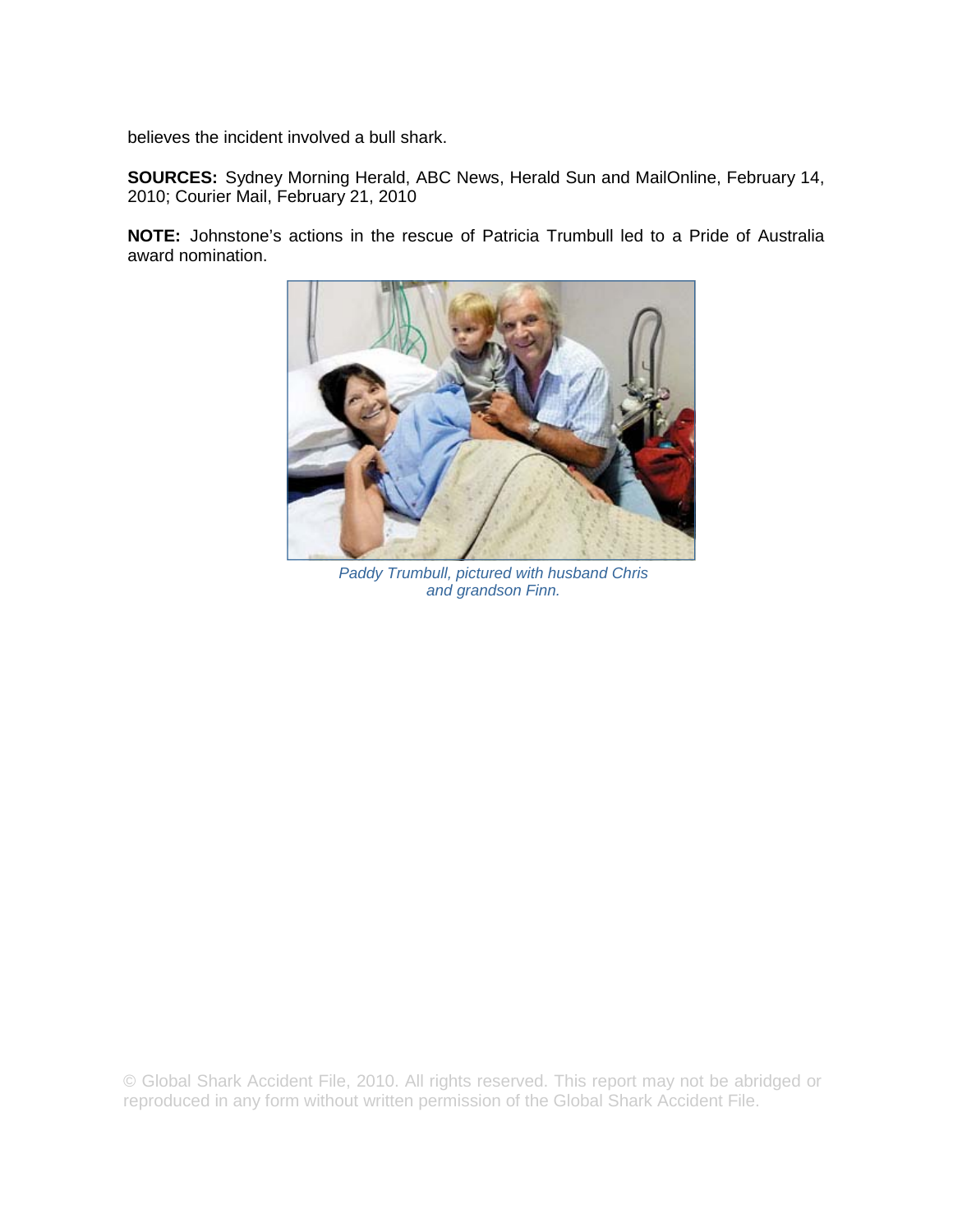believes the incident involved a bull shark.

**SOURCES:** Sydney Morning Herald, ABC News, Herald Sun and MailOnline, February 14, 2010; Courier Mail, February 21, 2010

**NOTE:** Johnstone's actions in the rescue of Patricia Trumbull led to a Pride of Australia award nomination.

*Paddy Trumbull, pictured with husband Chris and grandson Finn.*

© Global Shark Accident File, 2010. All rights reserved. This report may not be abridged or reproduced in any form without written permission of the Global Shark Accident File.